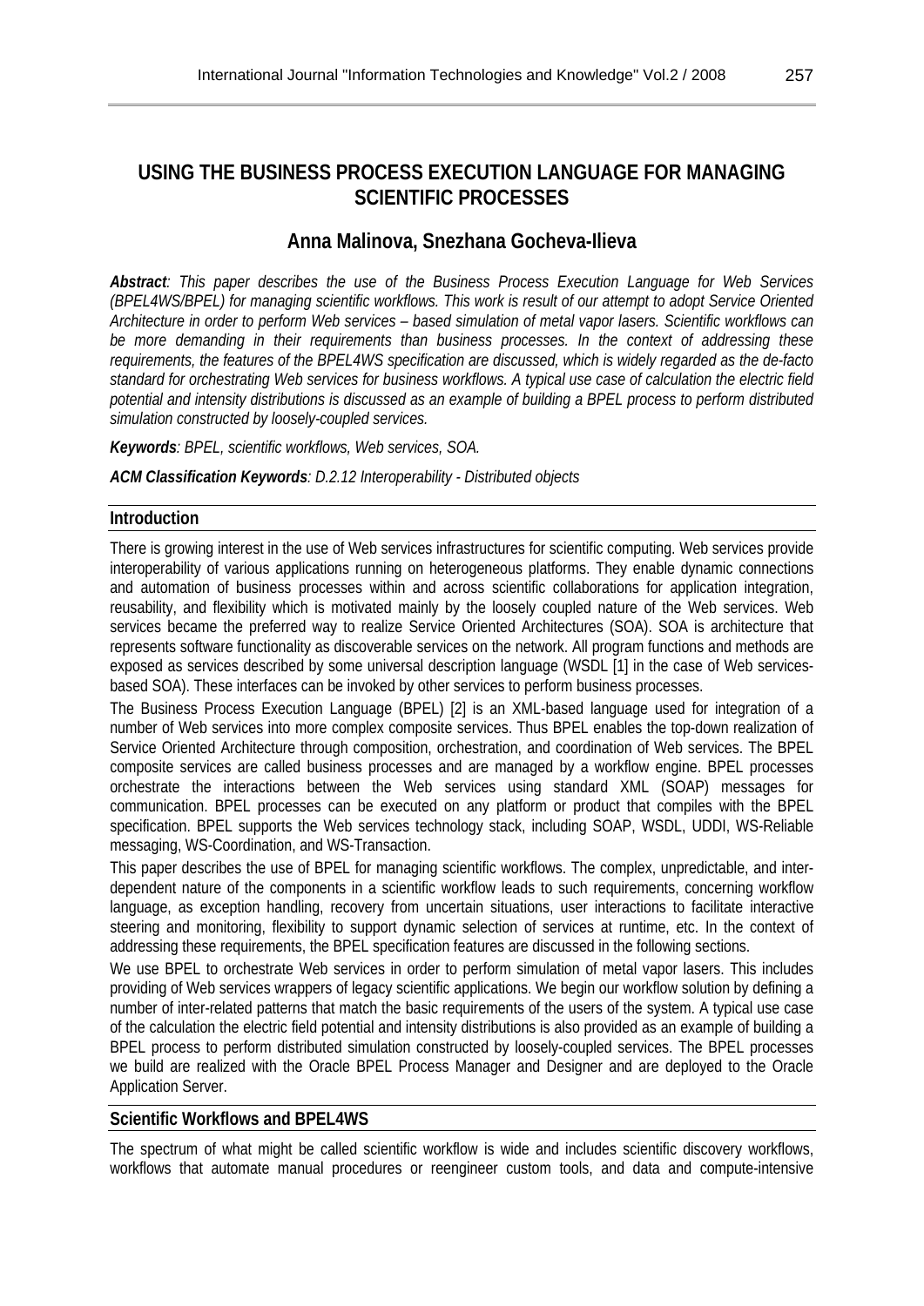# USING THE BUSINESS PROCESS EXECUTION LANGUAGE FOR MANAGING SCIENTIFIC PROCESSES

## Anna Malinova, Snezhana Gocheva-Ilieva

***Abstract**: This paper describes the use of the Business Process Execution Language for Web Services (BPEL4WS/BPEL) for managing scientific workflows. This work is result of our attempt to adopt Service Oriented Architecture in order to perform Web services – based simulation of metal vapor lasers. Scientific workflows can be more demanding in their requirements than business processes. In the context of addressing these requirements, the features of the BPEL4WS specification are discussed, which is widely regarded as the de-facto standard for orchestrating Web services for business workflows. A typical use case of calculation the electric field potential and intensity distributions is discussed as an example of building a BPEL process to perform distributed simulation constructed by loosely-coupled services.*

***Keywords**: BPEL, scientific workflows, Web services, SOA.*

***ACM Classification Keywords**: D.2.12 Interoperability - Distributed objects*

## Introduction

There is growing interest in the use of Web services infrastructures for scientific computing. Web services provide interoperability of various applications running on heterogeneous platforms. They enable dynamic connections and automation of business processes within and across scientific collaborations for application integration, reusability, and flexibility which is motivated mainly by the loosely coupled nature of the Web services. Web services became the preferred way to realize Service Oriented Architectures (SOA). SOA is architecture that represents software functionality as discoverable services on the network. All program functions and methods are exposed as services described by some universal description language (WSDL [1] in the case of Web services-based SOA). These interfaces can be invoked by other services to perform business processes.

The Business Process Execution Language (BPEL) [2] is an XML-based language used for integration of a number of Web services into more complex composite services. Thus BPEL enables the top-down realization of Service Oriented Architecture through composition, orchestration, and coordination of Web services. The BPEL composite services are called business processes and are managed by a workflow engine. BPEL processes orchestrate the interactions between the Web services using standard XML (SOAP) messages for communication. BPEL processes can be executed on any platform or product that compiles with the BPEL specification. BPEL supports the Web services technology stack, including SOAP, WSDL, UDDI, WS-Reliable messaging, WS-Coordination, and WS-Transaction.

This paper describes the use of BPEL for managing scientific workflows. The complex, unpredictable, and inter-dependent nature of the components in a scientific workflow leads to such requirements, concerning workflow language, as exception handling, recovery from uncertain situations, user interactions to facilitate interactive steering and monitoring, flexibility to support dynamic selection of services at runtime, etc. In the context of addressing these requirements, the BPEL specification features are discussed in the following sections.

We use BPEL to orchestrate Web services in order to perform simulation of metal vapor lasers. This includes providing of Web services wrappers of legacy scientific applications. We begin our workflow solution by defining a number of inter-related patterns that match the basic requirements of the users of the system. A typical use case of the calculation the electric field potential and intensity distributions is also provided as an example of building a BPEL process to perform distributed simulation constructed by loosely-coupled services. The BPEL processes we build are realized with the Oracle BPEL Process Manager and Designer and are deployed to the Oracle Application Server.

## Scientific Workflows and BPEL4WS

The spectrum of what might be called scientific workflow is wide and includes scientific discovery workflows, workflows that automate manual procedures or reengineer custom tools, and data and compute-intensive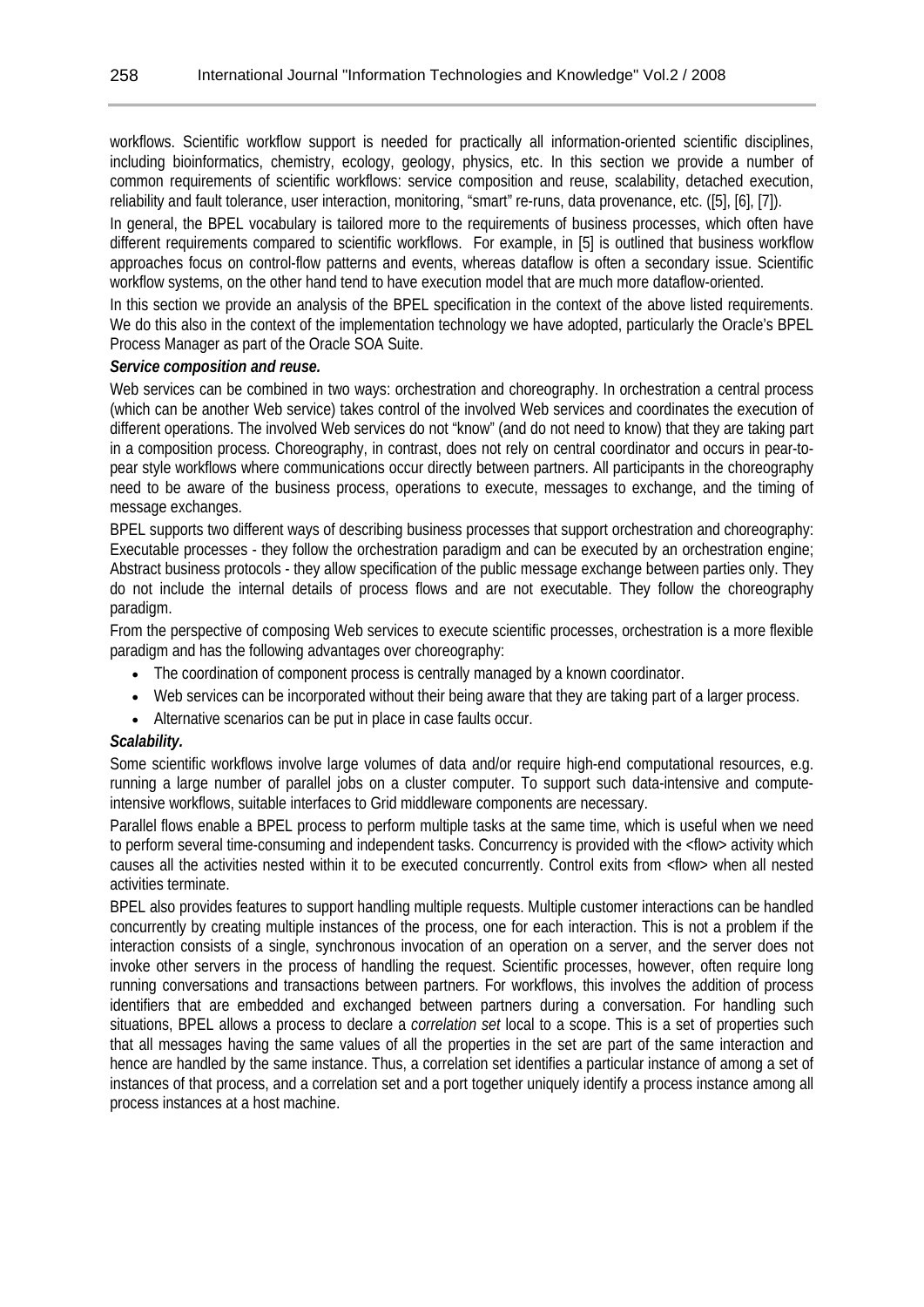workflows. Scientific workflow support is needed for practically all information-oriented scientific disciplines, including bioinformatics, chemistry, ecology, geology, physics, etc. In this section we provide a number of common requirements of scientific workflows: service composition and reuse, scalability, detached execution, reliability and fault tolerance, user interaction, monitoring, "smart" re-runs, data provenance, etc. ([5], [6], [7]).

In general, the BPEL vocabulary is tailored more to the requirements of business processes, which often have different requirements compared to scientific workflows. For example, in [5] is outlined that business workflow approaches focus on control-flow patterns and events, whereas dataflow is often a secondary issue. Scientific workflow systems, on the other hand tend to have execution model that are much more dataflow-oriented.

In this section we provide an analysis of the BPEL specification in the context of the above listed requirements. We do this also in the context of the implementation technology we have adopted, particularly the Oracle's BPEL Process Manager as part of the Oracle SOA Suite.

***Service composition and reuse.***

Web services can be combined in two ways: orchestration and choreography. In orchestration a central process (which can be another Web service) takes control of the involved Web services and coordinates the execution of different operations. The involved Web services do not "know" (and do not need to know) that they are taking part in a composition process. Choreography, in contrast, does not rely on central coordinator and occurs in pear-to-pear style workflows where communications occur directly between partners. All participants in the choreography need to be aware of the business process, operations to execute, messages to exchange, and the timing of message exchanges.

BPEL supports two different ways of describing business processes that support orchestration and choreography: Executable processes - they follow the orchestration paradigm and can be executed by an orchestration engine; Abstract business protocols - they allow specification of the public message exchange between parties only. They do not include the internal details of process flows and are not executable. They follow the choreography paradigm.

From the perspective of composing Web services to execute scientific processes, orchestration is a more flexible paradigm and has the following advantages over choreography:

- The coordination of component process is centrally managed by a known coordinator.
- Web services can be incorporated without their being aware that they are taking part of a larger process.
- Alternative scenarios can be put in place in case faults occur.

***Scalability.***

Some scientific workflows involve large volumes of data and/or require high-end computational resources, e.g. running a large number of parallel jobs on a cluster computer. To support such data-intensive and compute-intensive workflows, suitable interfaces to Grid middleware components are necessary.

Parallel flows enable a BPEL process to perform multiple tasks at the same time, which is useful when we need to perform several time-consuming and independent tasks. Concurrency is provided with the <flow> activity which causes all the activities nested within it to be executed concurrently. Control exits from <flow> when all nested activities terminate.

BPEL also provides features to support handling multiple requests. Multiple customer interactions can be handled concurrently by creating multiple instances of the process, one for each interaction. This is not a problem if the interaction consists of a single, synchronous invocation of an operation on a server, and the server does not invoke other servers in the process of handling the request. Scientific processes, however, often require long running conversations and transactions between partners. For workflows, this involves the addition of process identifiers that are embedded and exchanged between partners during a conversation. For handling such situations, BPEL allows a process to declare a *correlation set* local to a scope. This is a set of properties such that all messages having the same values of all the properties in the set are part of the same interaction and hence are handled by the same instance. Thus, a correlation set identifies a particular instance of among a set of instances of that process, and a correlation set and a port together uniquely identify a process instance among all process instances at a host machine.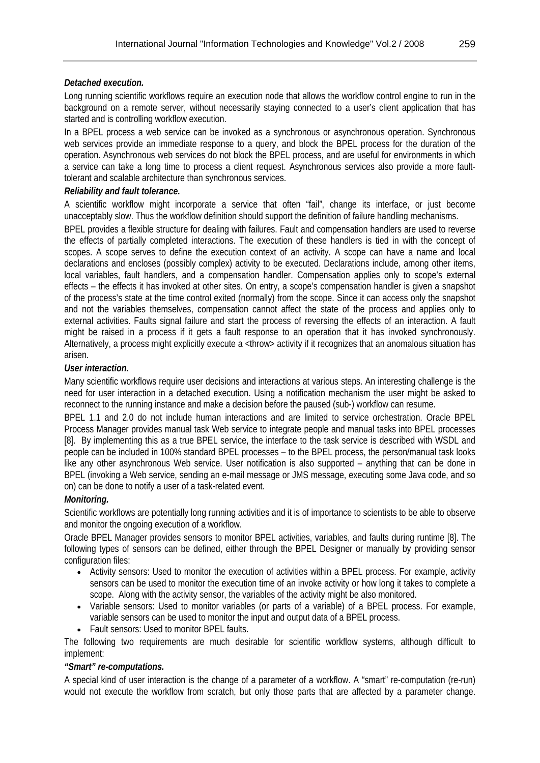***Detached execution.***

Long running scientific workflows require an execution node that allows the workflow control engine to run in the background on a remote server, without necessarily staying connected to a user's client application that has started and is controlling workflow execution.

In a BPEL process a web service can be invoked as a synchronous or asynchronous operation. Synchronous web services provide an immediate response to a query, and block the BPEL process for the duration of the operation. Asynchronous web services do not block the BPEL process, and are useful for environments in which a service can take a long time to process a client request. Asynchronous services also provide a more fault-tolerant and scalable architecture than synchronous services.

***Reliability and fault tolerance.***

A scientific workflow might incorporate a service that often "fail", change its interface, or just become unacceptably slow. Thus the workflow definition should support the definition of failure handling mechanisms.

BPEL provides a flexible structure for dealing with failures. Fault and compensation handlers are used to reverse the effects of partially completed interactions. The execution of these handlers is tied in with the concept of scopes. A scope serves to define the execution context of an activity. A scope can have a name and local declarations and encloses (possibly complex) activity to be executed. Declarations include, among other items, local variables, fault handlers, and a compensation handler. Compensation applies only to scope's external effects – the effects it has invoked at other sites. On entry, a scope's compensation handler is given a snapshot of the process's state at the time control exited (normally) from the scope. Since it can access only the snapshot and not the variables themselves, compensation cannot affect the state of the process and applies only to external activities. Faults signal failure and start the process of reversing the effects of an interaction. A fault might be raised in a process if it gets a fault response to an operation that it has invoked synchronously. Alternatively, a process might explicitly execute a <throw> activity if it recognizes that an anomalous situation has arisen.

***User interaction.***

Many scientific workflows require user decisions and interactions at various steps. An interesting challenge is the need for user interaction in a detached execution. Using a notification mechanism the user might be asked to reconnect to the running instance and make a decision before the paused (sub-) workflow can resume.

BPEL 1.1 and 2.0 do not include human interactions and are limited to service orchestration. Oracle BPEL Process Manager provides manual task Web service to integrate people and manual tasks into BPEL processes [8]. By implementing this as a true BPEL service, the interface to the task service is described with WSDL and people can be included in 100% standard BPEL processes – to the BPEL process, the person/manual task looks like any other asynchronous Web service. User notification is also supported – anything that can be done in BPEL (invoking a Web service, sending an e-mail message or JMS message, executing some Java code, and so on) can be done to notify a user of a task-related event.

***Monitoring.***

Scientific workflows are potentially long running activities and it is of importance to scientists to be able to observe and monitor the ongoing execution of a workflow.

Oracle BPEL Manager provides sensors to monitor BPEL activities, variables, and faults during runtime [8]. The following types of sensors can be defined, either through the BPEL Designer or manually by providing sensor configuration files:

- Activity sensors: Used to monitor the execution of activities within a BPEL process. For example, activity sensors can be used to monitor the execution time of an invoke activity or how long it takes to complete a scope. Along with the activity sensor, the variables of the activity might be also monitored.
- Variable sensors: Used to monitor variables (or parts of a variable) of a BPEL process. For example, variable sensors can be used to monitor the input and output data of a BPEL process.
- Fault sensors: Used to monitor BPEL faults.

The following two requirements are much desirable for scientific workflow systems, although difficult to implement:

***"Smart" re-computations.***

A special kind of user interaction is the change of a parameter of a workflow. A "smart" re-computation (re-run) would not execute the workflow from scratch, but only those parts that are affected by a parameter change.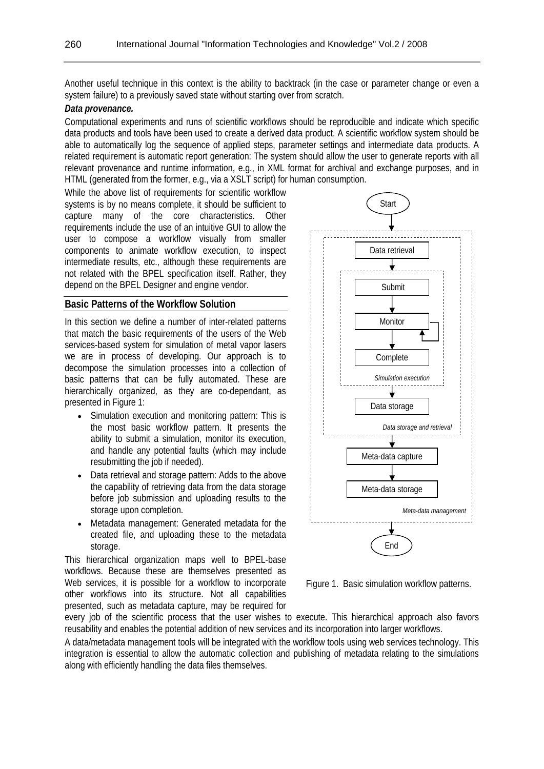Another useful technique in this context is the ability to backtrack (in the case or parameter change or even a system failure) to a previously saved state without starting over from scratch.

***Data provenance.***

Computational experiments and runs of scientific workflows should be reproducible and indicate which specific data products and tools have been used to create a derived data product. A scientific workflow system should be able to automatically log the sequence of applied steps, parameter settings and intermediate data products. A related requirement is automatic report generation: The system should allow the user to generate reports with all relevant provenance and runtime information, e.g., in XML format for archival and exchange purposes, and in HTML (generated from the former, e.g., via a XSLT script) for human consumption.

While the above list of requirements for scientific workflow systems is by no means complete, it should be sufficient to capture many of the core characteristics. Other requirements include the use of an intuitive GUI to allow the user to compose a workflow visually from smaller components to animate workflow execution, to inspect intermediate results, etc., although these requirements are not related with the BPEL specification itself. Rather, they depend on the BPEL Designer and engine vendor.

## Basic Patterns of the Workflow Solution

In this section we define a number of inter-related patterns that match the basic requirements of the users of the Web services-based system for simulation of metal vapor lasers we are in process of developing. Our approach is to decompose the simulation processes into a collection of basic patterns that can be fully automated. These are hierarchically organized, as they are co-dependant, as presented in Figure 1:

- Simulation execution and monitoring pattern: This is the most basic workflow pattern. It presents the ability to submit a simulation, monitor its execution, and handle any potential faults (which may include resubmitting the job if needed).
- Data retrieval and storage pattern: Adds to the above the capability of retrieving data from the data storage before job submission and uploading results to the storage upon completion.
- Metadata management: Generated metadata for the created file, and uploading these to the metadata storage.

Start → Data retrieval → Submit → Monitor → Complete (*Simulation execution*) → Data storage (*Data storage and retrieval*) → Meta-data capture → Meta-data storage (*Meta-data management*) → End

Figure 1. Basic simulation workflow patterns.

This hierarchical organization maps well to BPEL-base workflows. Because these are themselves presented as Web services, it is possible for a workflow to incorporate other workflows into its structure. Not all capabilities presented, such as metadata capture, may be required for every job of the scientific process that the user wishes to execute. This hierarchical approach also favors reusability and enables the potential addition of new services and its incorporation into larger workflows.

A data/metadata management tools will be integrated with the workflow tools using web services technology. This integration is essential to allow the automatic collection and publishing of metadata relating to the simulations along with efficiently handling the data files themselves.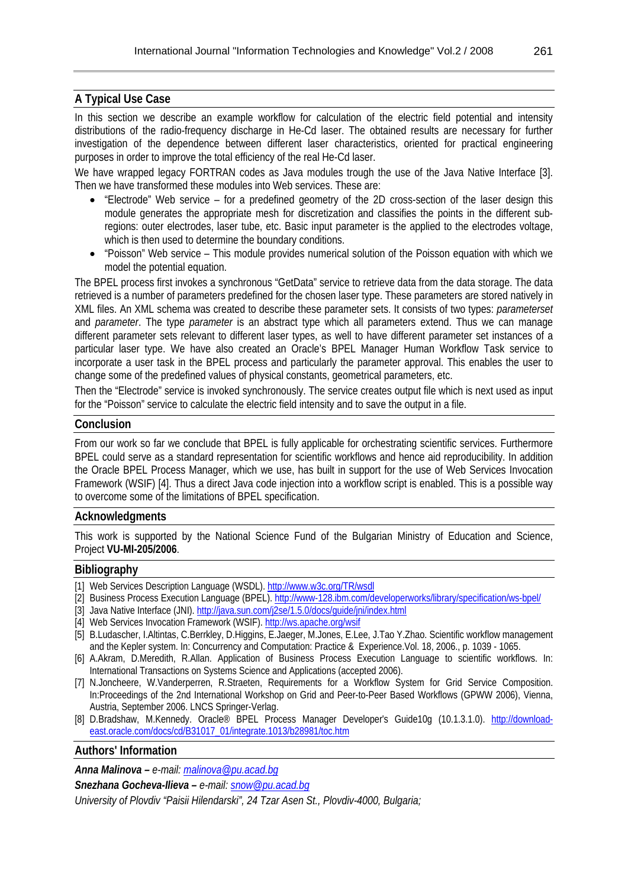## A Typical Use Case

In this section we describe an example workflow for calculation of the electric field potential and intensity distributions of the radio-frequency discharge in He-Cd laser. The obtained results are necessary for further investigation of the dependence between different laser characteristics, oriented for practical engineering purposes in order to improve the total efficiency of the real He-Cd laser.

We have wrapped legacy FORTRAN codes as Java modules trough the use of the Java Native Interface [3]. Then we have transformed these modules into Web services. These are:

- "Electrode" Web service – for a predefined geometry of the 2D cross-section of the laser design this module generates the appropriate mesh for discretization and classifies the points in the different sub-regions: outer electrodes, laser tube, etc. Basic input parameter is the applied to the electrodes voltage, which is then used to determine the boundary conditions.
- "Poisson" Web service – This module provides numerical solution of the Poisson equation with which we model the potential equation.

The BPEL process first invokes a synchronous "GetData" service to retrieve data from the data storage. The data retrieved is a number of parameters predefined for the chosen laser type. These parameters are stored natively in XML files. An XML schema was created to describe these parameter sets. It consists of two types: *parameterset* and *parameter*. The type *parameter* is an abstract type which all parameters extend. Thus we can manage different parameter sets relevant to different laser types, as well to have different parameter set instances of a particular laser type. We have also created an Oracle's BPEL Manager Human Workflow Task service to incorporate a user task in the BPEL process and particularly the parameter approval. This enables the user to change some of the predefined values of physical constants, geometrical parameters, etc.

Then the "Electrode" service is invoked synchronously. The service creates output file which is next used as input for the "Poisson" service to calculate the electric field intensity and to save the output in a file.

## Conclusion

From our work so far we conclude that BPEL is fully applicable for orchestrating scientific services. Furthermore BPEL could serve as a standard representation for scientific workflows and hence aid reproducibility. In addition the Oracle BPEL Process Manager, which we use, has built in support for the use of Web Services Invocation Framework (WSIF) [4]. Thus a direct Java code injection into a workflow script is enabled. This is a possible way to overcome some of the limitations of BPEL specification.

## Acknowledgments

This work is supported by the National Science Fund of the Bulgarian Ministry of Education and Science, Project **VU-MI-205/2006**.

## Bibliography

[1] Web Services Description Language (WSDL). http://www.w3c.org/TR/wsdl

[2] Business Process Execution Language (BPEL). http://www-128.ibm.com/developerworks/library/specification/ws-bpel/

[3] Java Native Interface (JNI). http://java.sun.com/j2se/1.5.0/docs/guide/jni/index.html

[4] Web Services Invocation Framework (WSIF). http://ws.apache.org/wsif

[5] B.Ludascher, I.Altintas, C.Berrkley, D.Higgins, E.Jaeger, M.Jones, E.Lee, J.Tao Y.Zhao. Scientific workflow management and the Kepler system. In: Concurrency and Computation: Practice & Experience.Vol. 18, 2006., p. 1039 - 1065.

[6] A.Akram, D.Meredith, R.Allan. Application of Business Process Execution Language to scientific workflows. In: International Transactions on Systems Science and Applications (accepted 2006).

[7] N.Joncheere, W.Vanderperren, R.Straeten, Requirements for a Workflow System for Grid Service Composition. In:Proceedings of the 2nd International Workshop on Grid and Peer-to-Peer Based Workflows (GPWW 2006), Vienna, Austria, September 2006. LNCS Springer-Verlag.

[8] D.Bradshaw, M.Kennedy. Oracle® BPEL Process Manager Developer's Guide10g (10.1.3.1.0). http://download-east.oracle.com/docs/cd/B31017_01/integrate.1013/b28981/toc.htm

## Authors' Information

***Anna Malinova*** – *e-mail: malinova@pu.acad.bg*

***Snezhana Gocheva-Ilieva*** – *e-mail: snow@pu.acad.bg*

*University of Plovdiv "Paisii Hilendarski", 24 Tzar Asen St., Plovdiv-4000, Bulgaria;*